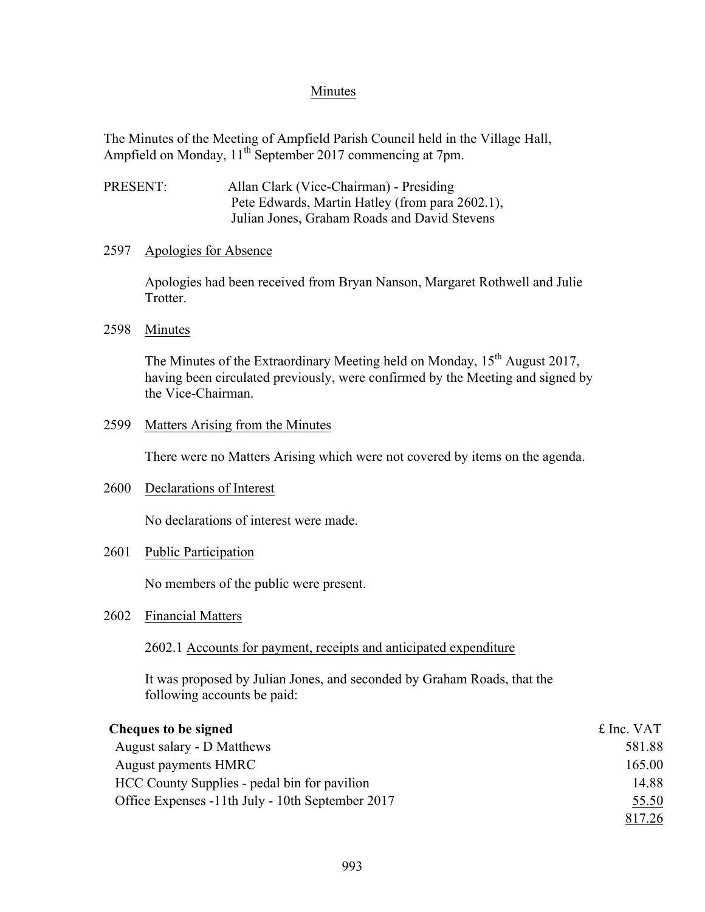# Minutes

The Minutes of the Meeting of Ampfield Parish Council held in the Village Hall, Ampfield on Monday, 11th September 2017 commencing at 7pm.

PRESENT: Allan Clark (Vice-Chairman) - Presiding
Pete Edwards, Martin Hatley (from para 2602.1),
Julian Jones, Graham Roads and David Stevens

## 2597 Apologies for Absence

Apologies had been received from Bryan Nanson, Margaret Rothwell and Julie Trotter.

## 2598 Minutes

The Minutes of the Extraordinary Meeting held on Monday, 15th August 2017, having been circulated previously, were confirmed by the Meeting and signed by the Vice-Chairman.

## 2599 Matters Arising from the Minutes

There were no Matters Arising which were not covered by items on the agenda.

## 2600 Declarations of Interest

No declarations of interest were made.

## 2601 Public Participation

No members of the public were present.

## 2602 Financial Matters

### 2602.1 Accounts for payment, receipts and anticipated expenditure

It was proposed by Julian Jones, and seconded by Graham Roads, that the following accounts be paid:

| **Cheques to be signed** | £ Inc. VAT |
|---|---|
| August salary - D Matthews | 581.88 |
| August payments HMRC | 165.00 |
| HCC County Supplies - pedal bin for pavilion | 14.88 |
| Office Expenses -11th July - 10th September 2017 | 55.50 |
| | 817.26 |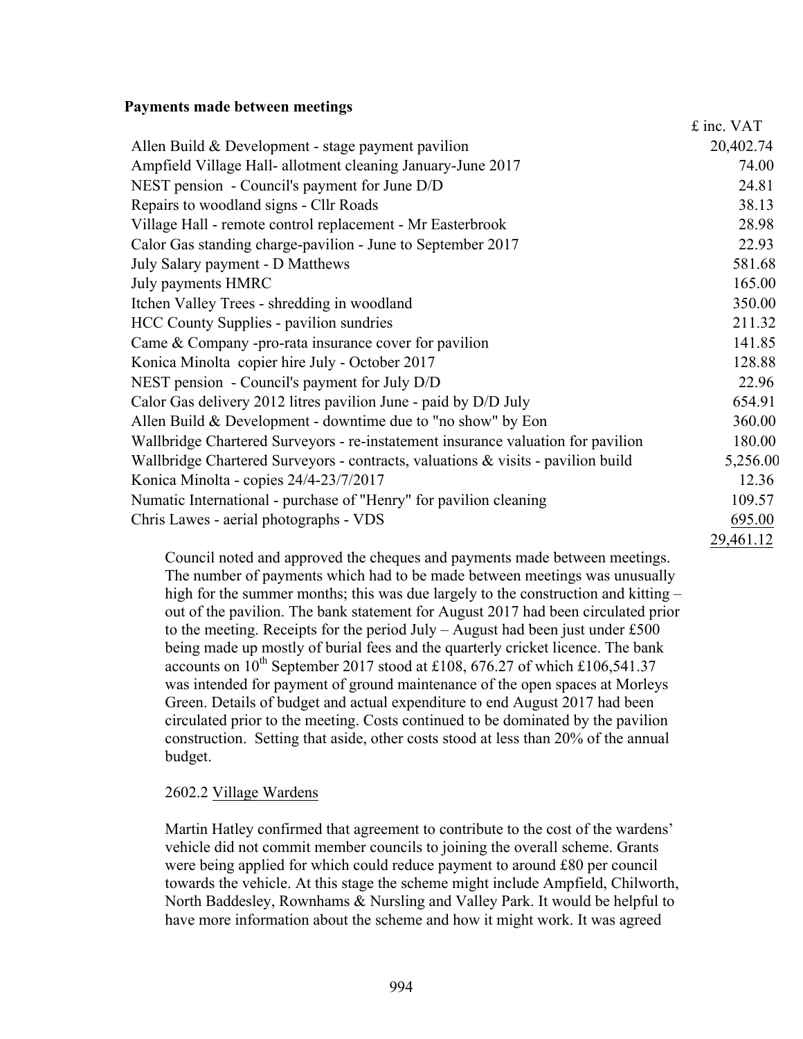**Payments made between meetings**

| | £ inc. VAT |
|---|---|
| Allen Build & Development - stage payment pavilion | 20,402.74 |
| Ampfield Village Hall- allotment cleaning January-June 2017 | 74.00 |
| NEST pension - Council's payment for June D/D | 24.81 |
| Repairs to woodland signs - Cllr Roads | 38.13 |
| Village Hall - remote control replacement - Mr Easterbrook | 28.98 |
| Calor Gas standing charge-pavilion - June to September 2017 | 22.93 |
| July Salary payment - D Matthews | 581.68 |
| July payments HMRC | 165.00 |
| Itchen Valley Trees - shredding in woodland | 350.00 |
| HCC County Supplies - pavilion sundries | 211.32 |
| Came & Company -pro-rata insurance cover for pavilion | 141.85 |
| Konica Minolta copier hire July - October 2017 | 128.88 |
| NEST pension - Council's payment for July D/D | 22.96 |
| Calor Gas delivery 2012 litres pavilion June - paid by D/D July | 654.91 |
| Allen Build & Development - downtime due to "no show" by Eon | 360.00 |
| Wallbridge Chartered Surveyors - re-instatement insurance valuation for pavilion | 180.00 |
| Wallbridge Chartered Surveyors - contracts, valuations & visits - pavilion build | 5,256.00 |
| Konica Minolta - copies 24/4-23/7/2017 | 12.36 |
| Numatic International - purchase of "Henry" for pavilion cleaning | 109.57 |
| Chris Lawes - aerial photographs - VDS | 695.00 |
| | 29,461.12 |

Council noted and approved the cheques and payments made between meetings. The number of payments which had to be made between meetings was unusually high for the summer months; this was due largely to the construction and kitting – out of the pavilion. The bank statement for August 2017 had been circulated prior to the meeting. Receipts for the period July – August had been just under £500 being made up mostly of burial fees and the quarterly cricket licence. The bank accounts on 10th September 2017 stood at £108, 676.27 of which £106,541.37 was intended for payment of ground maintenance of the open spaces at Morleys Green. Details of budget and actual expenditure to end August 2017 had been circulated prior to the meeting. Costs continued to be dominated by the pavilion construction. Setting that aside, other costs stood at less than 20% of the annual budget.

2602.2 Village Wardens

Martin Hatley confirmed that agreement to contribute to the cost of the wardens' vehicle did not commit member councils to joining the overall scheme. Grants were being applied for which could reduce payment to around £80 per council towards the vehicle. At this stage the scheme might include Ampfield, Chilworth, North Baddesley, Rownhams & Nursling and Valley Park. It would be helpful to have more information about the scheme and how it might work. It was agreed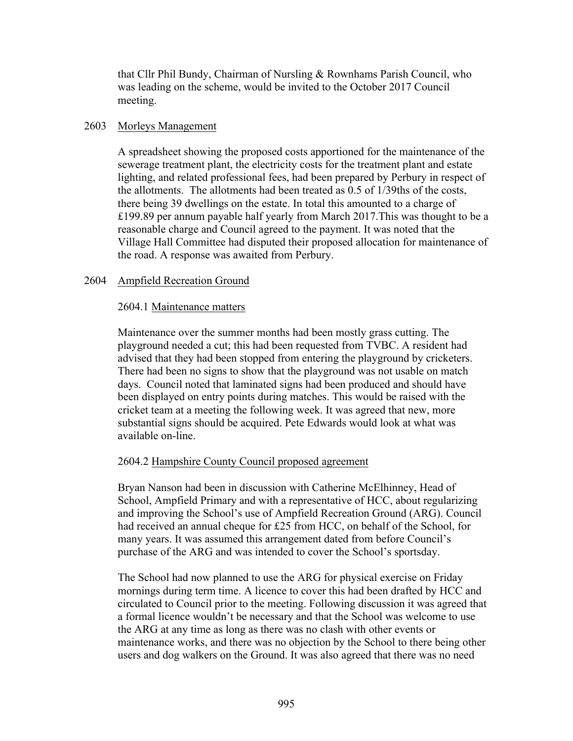that Cllr Phil Bundy, Chairman of Nursling & Rownhams Parish Council, who was leading on the scheme, would be invited to the October 2017 Council meeting.

2603 Morleys Management

A spreadsheet showing the proposed costs apportioned for the maintenance of the sewerage treatment plant, the electricity costs for the treatment plant and estate lighting, and related professional fees, had been prepared by Perbury in respect of the allotments. The allotments had been treated as 0.5 of 1/39ths of the costs, there being 39 dwellings on the estate. In total this amounted to a charge of £199.89 per annum payable half yearly from March 2017.This was thought to be a reasonable charge and Council agreed to the payment. It was noted that the Village Hall Committee had disputed their proposed allocation for maintenance of the road. A response was awaited from Perbury.

2604 Ampfield Recreation Ground

2604.1 Maintenance matters

Maintenance over the summer months had been mostly grass cutting. The playground needed a cut; this had been requested from TVBC. A resident had advised that they had been stopped from entering the playground by cricketers. There had been no signs to show that the playground was not usable on match days. Council noted that laminated signs had been produced and should have been displayed on entry points during matches. This would be raised with the cricket team at a meeting the following week. It was agreed that new, more substantial signs should be acquired. Pete Edwards would look at what was available on-line.

2604.2 Hampshire County Council proposed agreement

Bryan Nanson had been in discussion with Catherine McElhinney, Head of School, Ampfield Primary and with a representative of HCC, about regularizing and improving the School's use of Ampfield Recreation Ground (ARG). Council had received an annual cheque for £25 from HCC, on behalf of the School, for many years. It was assumed this arrangement dated from before Council's purchase of the ARG and was intended to cover the School's sportsday.

The School had now planned to use the ARG for physical exercise on Friday mornings during term time. A licence to cover this had been drafted by HCC and circulated to Council prior to the meeting. Following discussion it was agreed that a formal licence wouldn't be necessary and that the School was welcome to use the ARG at any time as long as there was no clash with other events or maintenance works, and there was no objection by the School to there being other users and dog walkers on the Ground. It was also agreed that there was no need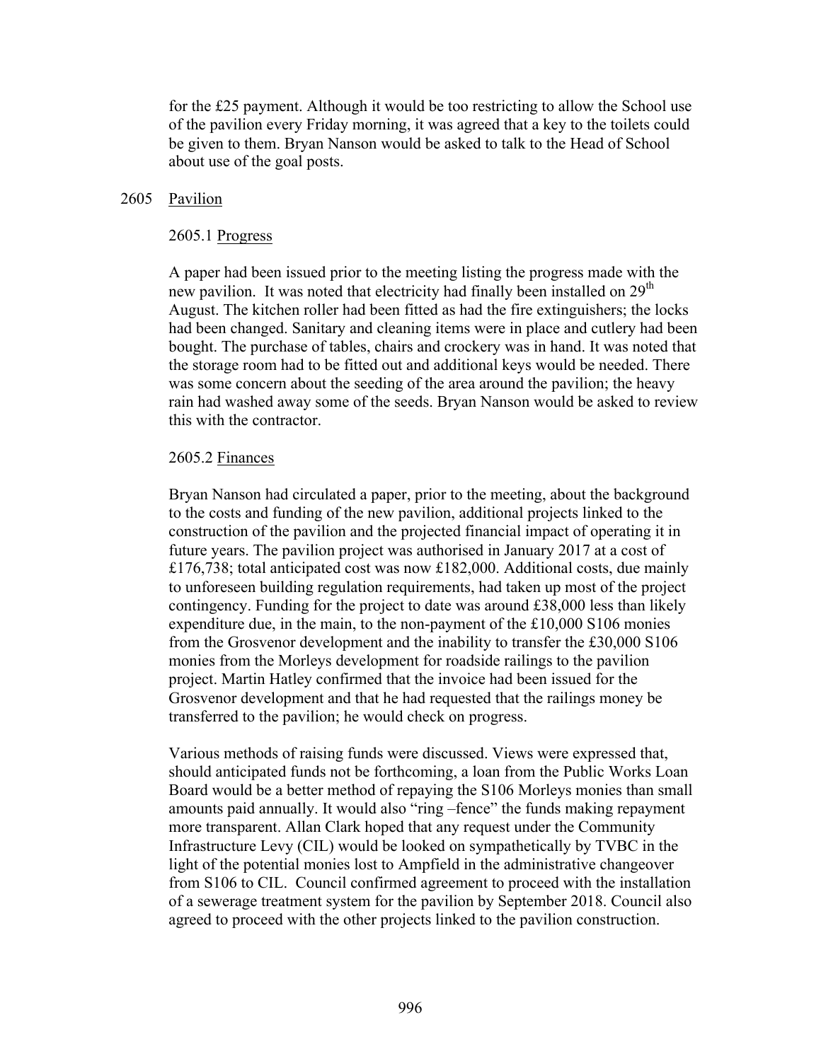for the £25 payment. Although it would be too restricting to allow the School use of the pavilion every Friday morning, it was agreed that a key to the toilets could be given to them. Bryan Nanson would be asked to talk to the Head of School about use of the goal posts.

2605 Pavilion

2605.1 Progress

A paper had been issued prior to the meeting listing the progress made with the new pavilion. It was noted that electricity had finally been installed on 29th August. The kitchen roller had been fitted as had the fire extinguishers; the locks had been changed. Sanitary and cleaning items were in place and cutlery had been bought. The purchase of tables, chairs and crockery was in hand. It was noted that the storage room had to be fitted out and additional keys would be needed. There was some concern about the seeding of the area around the pavilion; the heavy rain had washed away some of the seeds. Bryan Nanson would be asked to review this with the contractor.

2605.2 Finances

Bryan Nanson had circulated a paper, prior to the meeting, about the background to the costs and funding of the new pavilion, additional projects linked to the construction of the pavilion and the projected financial impact of operating it in future years. The pavilion project was authorised in January 2017 at a cost of £176,738; total anticipated cost was now £182,000. Additional costs, due mainly to unforeseen building regulation requirements, had taken up most of the project contingency. Funding for the project to date was around £38,000 less than likely expenditure due, in the main, to the non-payment of the £10,000 S106 monies from the Grosvenor development and the inability to transfer the £30,000 S106 monies from the Morleys development for roadside railings to the pavilion project. Martin Hatley confirmed that the invoice had been issued for the Grosvenor development and that he had requested that the railings money be transferred to the pavilion; he would check on progress.

Various methods of raising funds were discussed. Views were expressed that, should anticipated funds not be forthcoming, a loan from the Public Works Loan Board would be a better method of repaying the S106 Morleys monies than small amounts paid annually. It would also "ring –fence" the funds making repayment more transparent. Allan Clark hoped that any request under the Community Infrastructure Levy (CIL) would be looked on sympathetically by TVBC in the light of the potential monies lost to Ampfield in the administrative changeover from S106 to CIL. Council confirmed agreement to proceed with the installation of a sewerage treatment system for the pavilion by September 2018. Council also agreed to proceed with the other projects linked to the pavilion construction.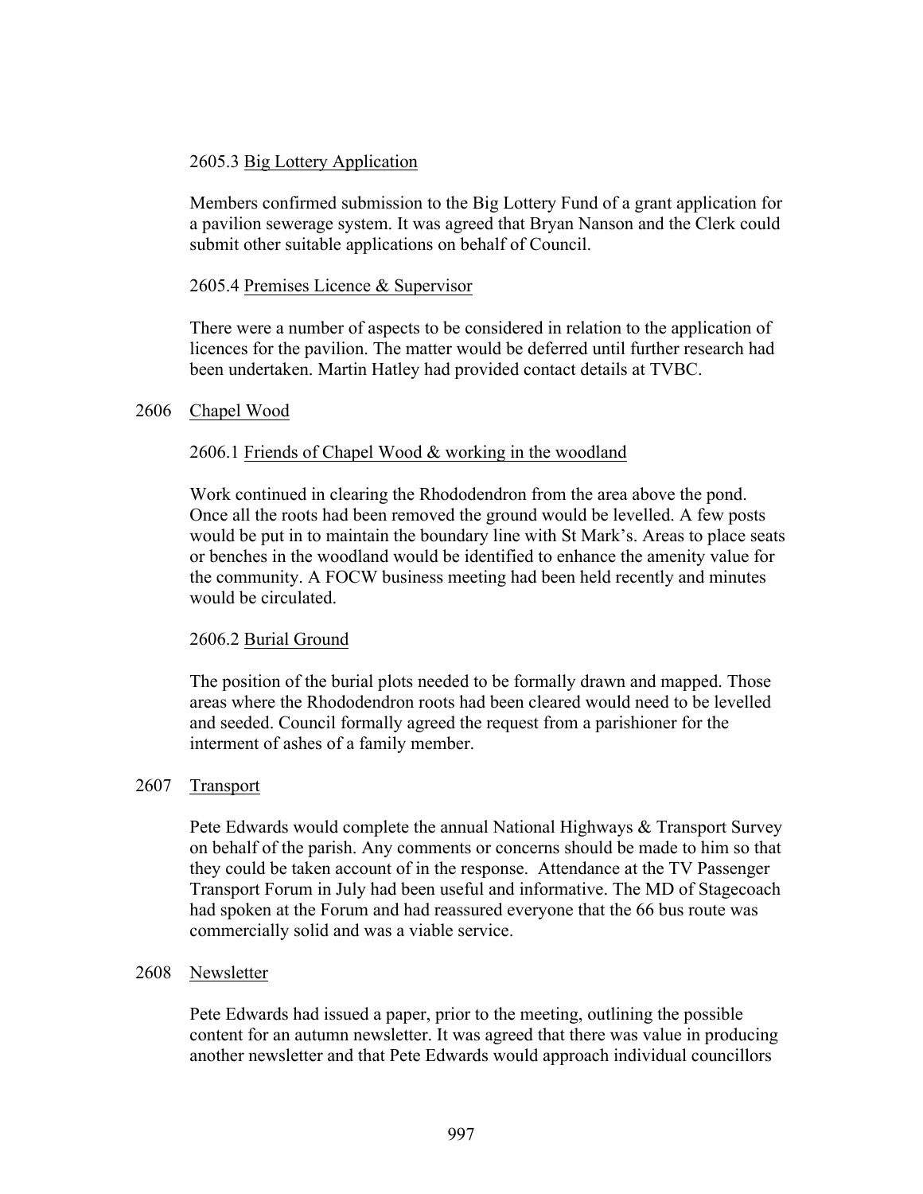2605.3 Big Lottery Application

Members confirmed submission to the Big Lottery Fund of a grant application for a pavilion sewerage system. It was agreed that Bryan Nanson and the Clerk could submit other suitable applications on behalf of Council.

2605.4 Premises Licence & Supervisor

There were a number of aspects to be considered in relation to the application of licences for the pavilion. The matter would be deferred until further research had been undertaken. Martin Hatley had provided contact details at TVBC.

2606 Chapel Wood

2606.1 Friends of Chapel Wood & working in the woodland

Work continued in clearing the Rhododendron from the area above the pond. Once all the roots had been removed the ground would be levelled. A few posts would be put in to maintain the boundary line with St Mark's. Areas to place seats or benches in the woodland would be identified to enhance the amenity value for the community. A FOCW business meeting had been held recently and minutes would be circulated.

2606.2 Burial Ground

The position of the burial plots needed to be formally drawn and mapped. Those areas where the Rhododendron roots had been cleared would need to be levelled and seeded. Council formally agreed the request from a parishioner for the interment of ashes of a family member.

2607 Transport

Pete Edwards would complete the annual National Highways & Transport Survey on behalf of the parish. Any comments or concerns should be made to him so that they could be taken account of in the response. Attendance at the TV Passenger Transport Forum in July had been useful and informative. The MD of Stagecoach had spoken at the Forum and had reassured everyone that the 66 bus route was commercially solid and was a viable service.

2608 Newsletter

Pete Edwards had issued a paper, prior to the meeting, outlining the possible content for an autumn newsletter. It was agreed that there was value in producing another newsletter and that Pete Edwards would approach individual councillors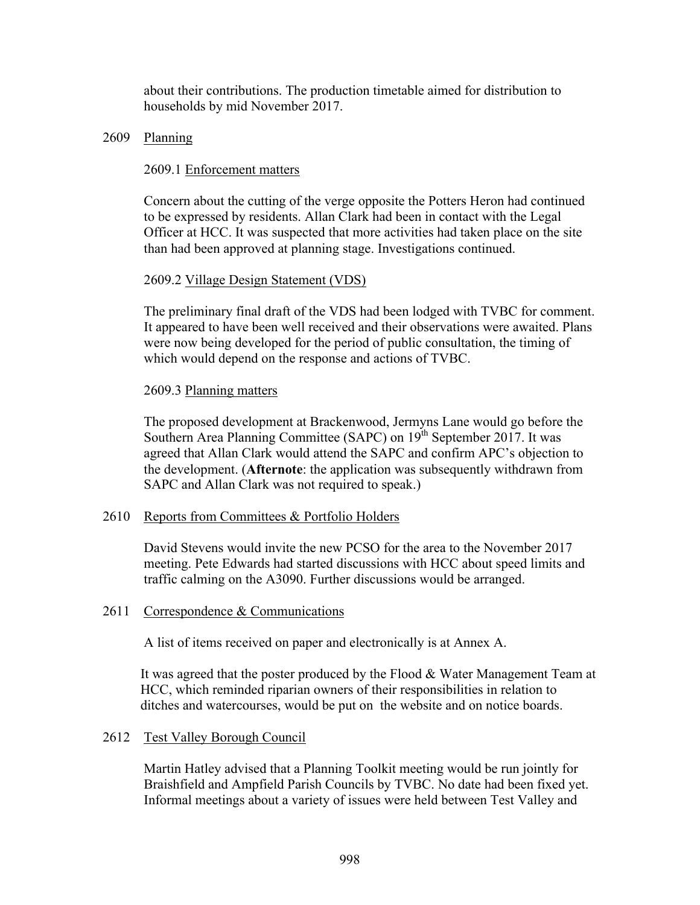about their contributions. The production timetable aimed for distribution to households by mid November 2017.

2609 Planning

2609.1 Enforcement matters

Concern about the cutting of the verge opposite the Potters Heron had continued to be expressed by residents. Allan Clark had been in contact with the Legal Officer at HCC. It was suspected that more activities had taken place on the site than had been approved at planning stage. Investigations continued.

2609.2 Village Design Statement (VDS)

The preliminary final draft of the VDS had been lodged with TVBC for comment. It appeared to have been well received and their observations were awaited. Plans were now being developed for the period of public consultation, the timing of which would depend on the response and actions of TVBC.

2609.3 Planning matters

The proposed development at Brackenwood, Jermyns Lane would go before the Southern Area Planning Committee (SAPC) on 19th September 2017. It was agreed that Allan Clark would attend the SAPC and confirm APC's objection to the development. (**Afternote**: the application was subsequently withdrawn from SAPC and Allan Clark was not required to speak.)

2610 Reports from Committees & Portfolio Holders

David Stevens would invite the new PCSO for the area to the November 2017 meeting. Pete Edwards had started discussions with HCC about speed limits and traffic calming on the A3090. Further discussions would be arranged.

2611 Correspondence & Communications

A list of items received on paper and electronically is at Annex A.

It was agreed that the poster produced by the Flood & Water Management Team at HCC, which reminded riparian owners of their responsibilities in relation to ditches and watercourses, would be put on the website and on notice boards.

2612 Test Valley Borough Council

Martin Hatley advised that a Planning Toolkit meeting would be run jointly for Braishfield and Ampfield Parish Councils by TVBC. No date had been fixed yet. Informal meetings about a variety of issues were held between Test Valley and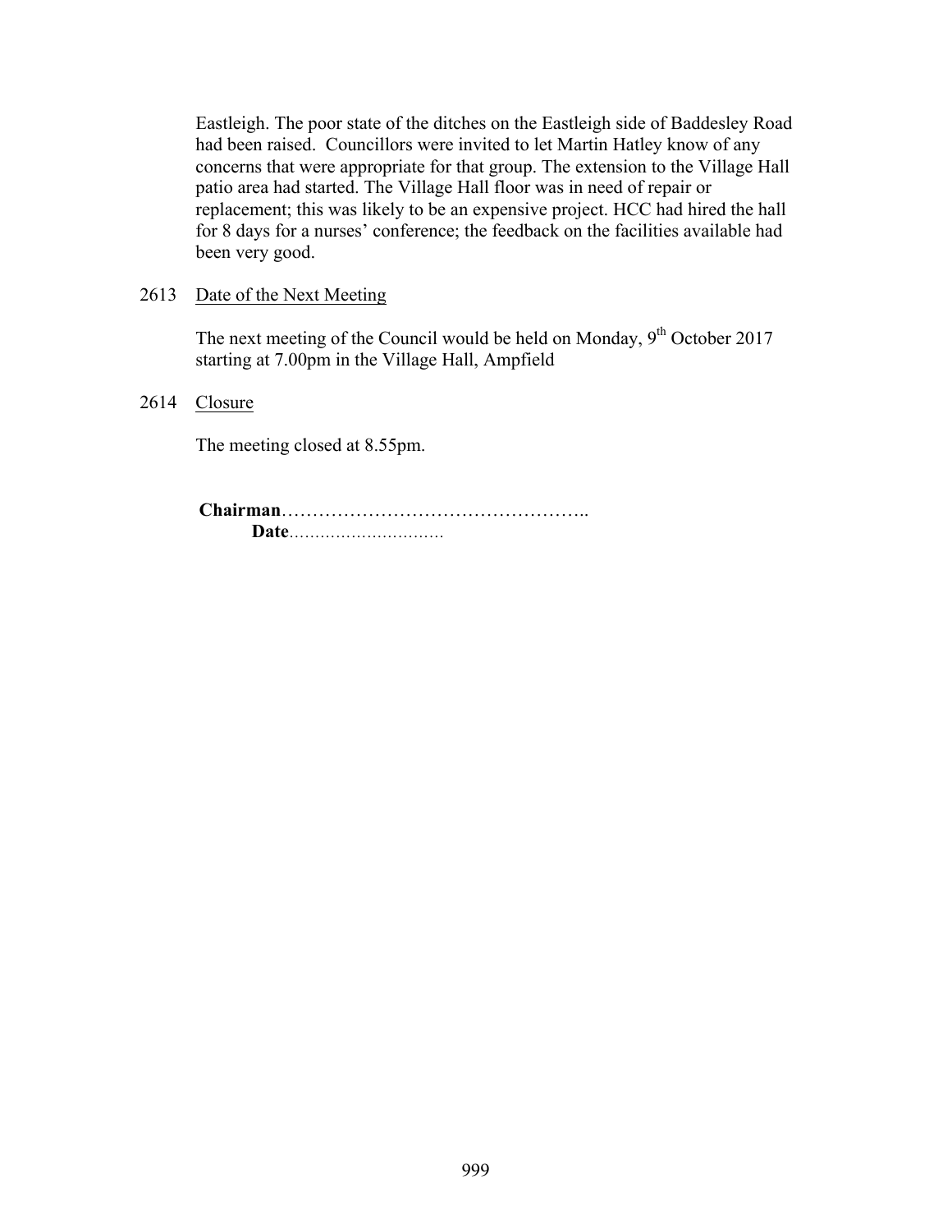Eastleigh. The poor state of the ditches on the Eastleigh side of Baddesley Road had been raised. Councillors were invited to let Martin Hatley know of any concerns that were appropriate for that group. The extension to the Village Hall patio area had started. The Village Hall floor was in need of repair or replacement; this was likely to be an expensive project. HCC had hired the hall for 8 days for a nurses' conference; the feedback on the facilities available had been very good.

2613 Date of the Next Meeting

The next meeting of the Council would be held on Monday, 9th October 2017 starting at 7.00pm in the Village Hall, Ampfield

2614 Closure

The meeting closed at 8.55pm.

**Chairman**…………………………………………..
**Date**………………………..